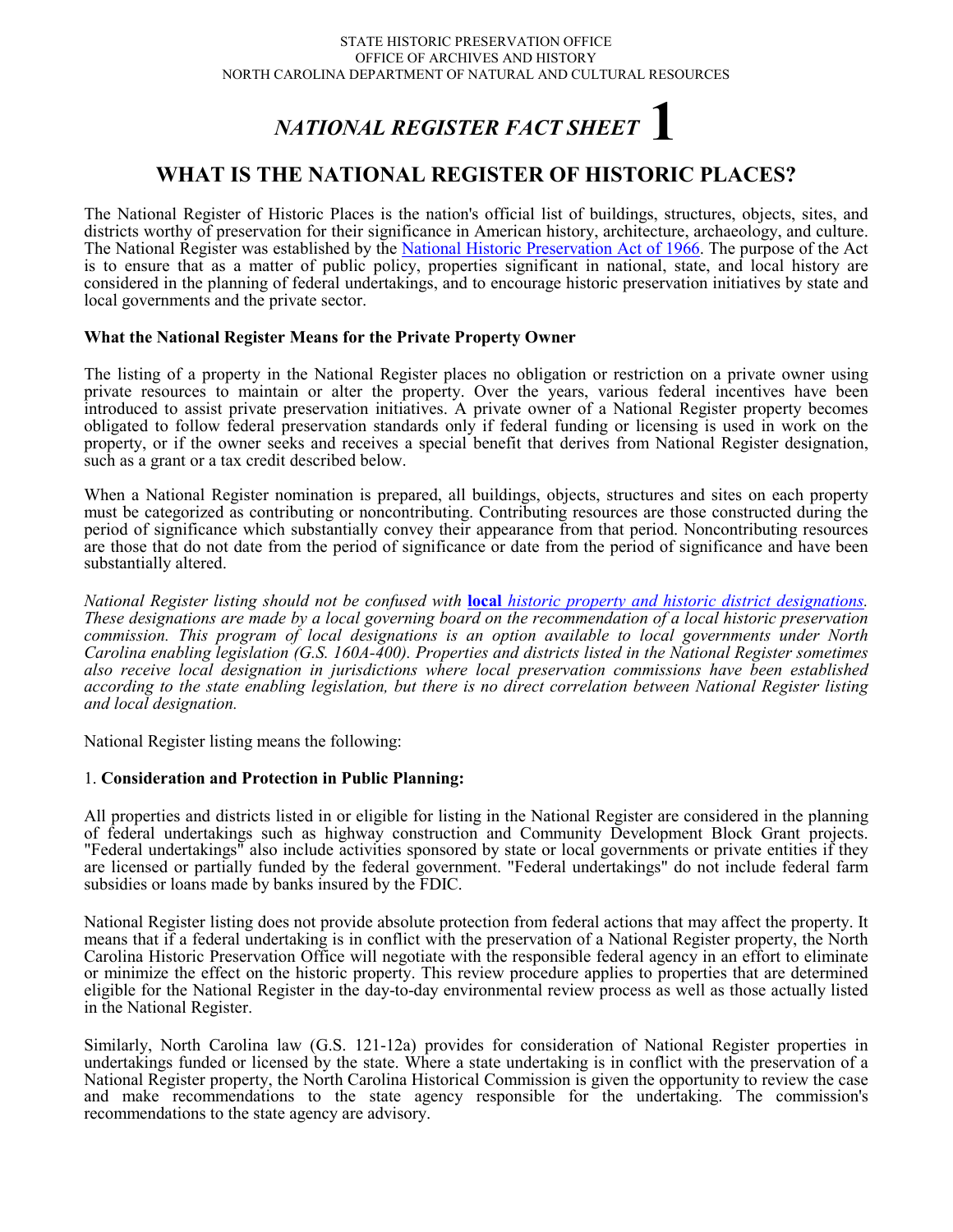STATE HISTORIC PRESERVATION OFFICE
OFFICE OF ARCHIVES AND HISTORY
NORTH CAROLINA DEPARTMENT OF NATURAL AND CULTURAL RESOURCES

# *NATIONAL REGISTER FACT SHEET* 1

## WHAT IS THE NATIONAL REGISTER OF HISTORIC PLACES?

The National Register of Historic Places is the nation's official list of buildings, structures, objects, sites, and districts worthy of preservation for their significance in American history, architecture, archaeology, and culture. The National Register was established by the National Historic Preservation Act of 1966. The purpose of the Act is to ensure that as a matter of public policy, properties significant in national, state, and local history are considered in the planning of federal undertakings, and to encourage historic preservation initiatives by state and local governments and the private sector.

### What the National Register Means for the Private Property Owner

The listing of a property in the National Register places no obligation or restriction on a private owner using private resources to maintain or alter the property. Over the years, various federal incentives have been introduced to assist private preservation initiatives. A private owner of a National Register property becomes obligated to follow federal preservation standards only if federal funding or licensing is used in work on the property, or if the owner seeks and receives a special benefit that derives from National Register designation, such as a grant or a tax credit described below.

When a National Register nomination is prepared, all buildings, objects, structures and sites on each property must be categorized as contributing or noncontributing. Contributing resources are those constructed during the period of significance which substantially convey their appearance from that period. Noncontributing resources are those that do not date from the period of significance or date from the period of significance and have been substantially altered.

*National Register listing should not be confused with* **local** *historic property and historic district designations. These designations are made by a local governing board on the recommendation of a local historic preservation commission. This program of local designations is an option available to local governments under North Carolina enabling legislation (G.S. 160A-400). Properties and districts listed in the National Register sometimes also receive local designation in jurisdictions where local preservation commissions have been established according to the state enabling legislation, but there is no direct correlation between National Register listing and local designation.*

National Register listing means the following:

1. **Consideration and Protection in Public Planning:**

All properties and districts listed in or eligible for listing in the National Register are considered in the planning of federal undertakings such as highway construction and Community Development Block Grant projects. "Federal undertakings" also include activities sponsored by state or local governments or private entities if they are licensed or partially funded by the federal government. "Federal undertakings" do not include federal farm subsidies or loans made by banks insured by the FDIC.

National Register listing does not provide absolute protection from federal actions that may affect the property. It means that if a federal undertaking is in conflict with the preservation of a National Register property, the North Carolina Historic Preservation Office will negotiate with the responsible federal agency in an effort to eliminate or minimize the effect on the historic property. This review procedure applies to properties that are determined eligible for the National Register in the day-to-day environmental review process as well as those actually listed in the National Register.

Similarly, North Carolina law (G.S. 121-12a) provides for consideration of National Register properties in undertakings funded or licensed by the state. Where a state undertaking is in conflict with the preservation of a National Register property, the North Carolina Historical Commission is given the opportunity to review the case and make recommendations to the state agency responsible for the undertaking. The commission's recommendations to the state agency are advisory.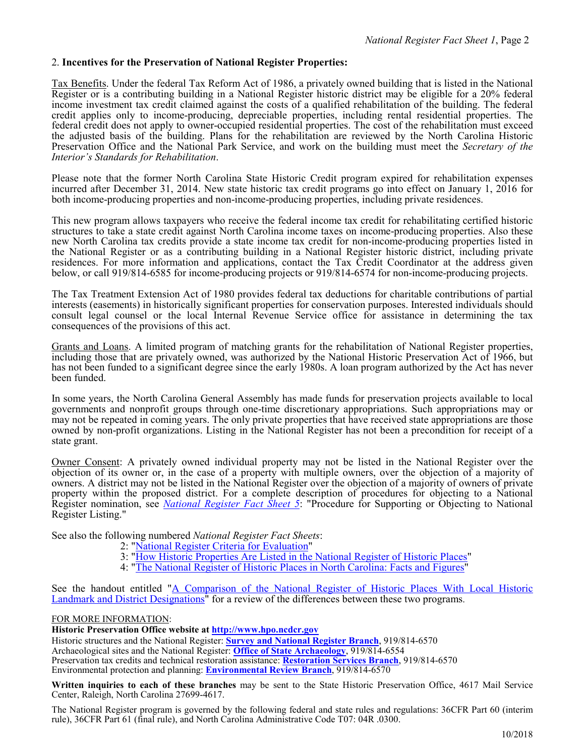## 2. **Incentives for the Preservation of National Register Properties:**

Tax Benefits. Under the federal Tax Reform Act of 1986, a privately owned building that is listed in the National Register or is a contributing building in a National Register historic district may be eligible for a 20% federal income investment tax credit claimed against the costs of a qualified rehabilitation of the building. The federal credit applies only to income-producing, depreciable properties, including rental residential properties. The federal credit does not apply to owner-occupied residential properties. The cost of the rehabilitation must exceed the adjusted basis of the building. Plans for the rehabilitation are reviewed by the North Carolina Historic Preservation Office and the National Park Service, and work on the building must meet the *Secretary of the Interior's Standards for Rehabilitation*.

Please note that the former North Carolina State Historic Credit program expired for rehabilitation expenses incurred after December 31, 2014. New state historic tax credit programs go into effect on January 1, 2016 for both income-producing properties and non-income-producing properties, including private residences.

This new program allows taxpayers who receive the federal income tax credit for rehabilitating certified historic structures to take a state credit against North Carolina income taxes on income-producing properties. Also these new North Carolina tax credits provide a state income tax credit for non-income-producing properties listed in the National Register or as a contributing building in a National Register historic district, including private residences. For more information and applications, contact the Tax Credit Coordinator at the address given below, or call 919/814-6585 for income-producing projects or 919/814-6574 for non-income-producing projects.

The Tax Treatment Extension Act of 1980 provides federal tax deductions for charitable contributions of partial interests (easements) in historically significant properties for conservation purposes. Interested individuals should consult legal counsel or the local Internal Revenue Service office for assistance in determining the tax consequences of the provisions of this act.

Grants and Loans. A limited program of matching grants for the rehabilitation of National Register properties, including those that are privately owned, was authorized by the National Historic Preservation Act of 1966, but has not been funded to a significant degree since the early 1980s. A loan program authorized by the Act has never been funded.

In some years, the North Carolina General Assembly has made funds for preservation projects available to local governments and nonprofit groups through one-time discretionary appropriations. Such appropriations may or may not be repeated in coming years. The only private properties that have received state appropriations are those owned by non-profit organizations. Listing in the National Register has not been a precondition for receipt of a state grant.

Owner Consent: A privately owned individual property may not be listed in the National Register over the objection of its owner or, in the case of a property with multiple owners, over the objection of a majority of owners. A district may not be listed in the National Register over the objection of a majority of owners of private property within the proposed district. For a complete description of procedures for objecting to a National Register nomination, see *National Register Fact Sheet 5*: "Procedure for Supporting or Objecting to National Register Listing."

See also the following numbered *National Register Fact Sheets*:

- 2: "National Register Criteria for Evaluation"
- 3: "How Historic Properties Are Listed in the National Register of Historic Places"
- 4: "The National Register of Historic Places in North Carolina: Facts and Figures"

See the handout entitled "A Comparison of the National Register of Historic Places With Local Historic Landmark and District Designations" for a review of the differences between these two programs.

FOR MORE INFORMATION:

**Historic Preservation Office website at http://www.hpo.ncdcr.gov**

Historic structures and the National Register: **Survey and National Register Branch**, 919/814-6570
Archaeological sites and the National Register: **Office of State Archaeology**, 919/814-6554
Preservation tax credits and technical restoration assistance: **Restoration Services Branch**, 919/814-6570
Environmental protection and planning: **Environmental Review Branch**, 919/814-6570

**Written inquiries to each of these branches** may be sent to the State Historic Preservation Office, 4617 Mail Service Center, Raleigh, North Carolina 27699-4617.

The National Register program is governed by the following federal and state rules and regulations: 36CFR Part 60 (interim rule), 36CFR Part 61 (final rule), and North Carolina Administrative Code T07: 04R .0300.

10/2018